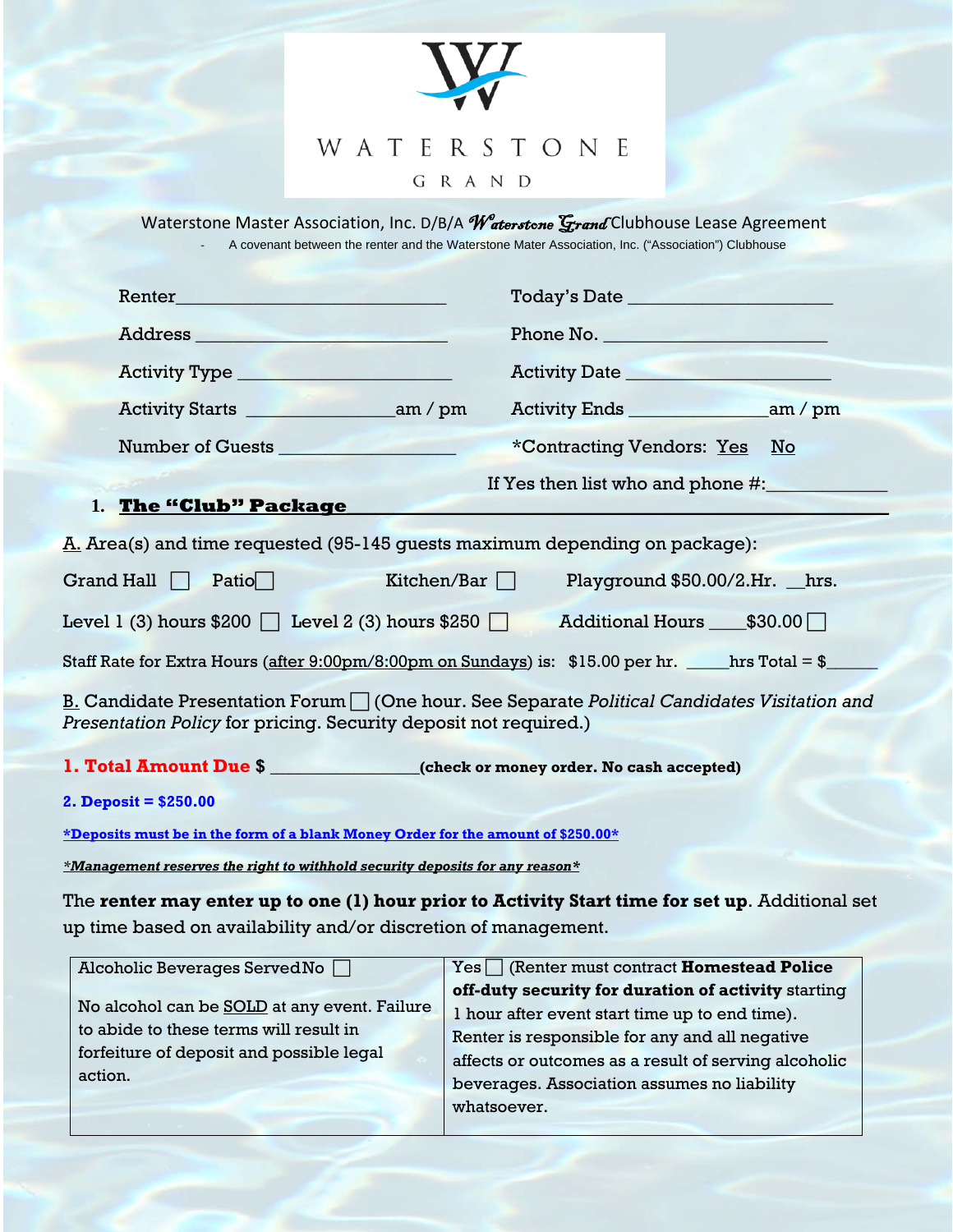# WATERSTONE GRAND

Waterstone Master Association, Inc. D/B/A *Waterstone Grand* Clubhouse Lease Agreement

- A covenant between the renter and the Waterstone Mater Association, Inc. ("Association") Clubhouse

Renter\_\_\_\_\_\_\_\_\_\_\_\_\_\_\_\_\_\_\_\_\_\_\_\_\_\_\_\_ Today's Date \_\_\_\_\_\_\_\_\_\_\_\_\_\_\_\_\_\_\_\_\_

Address \_\_\_\_\_\_\_\_\_\_\_\_\_\_\_\_\_\_\_\_\_\_\_\_\_\_ Phone No. \_\_\_\_\_\_\_\_\_\_\_\_\_\_\_\_\_\_\_\_\_\_\_

Activity Type \_\_\_\_\_\_\_\_\_\_\_\_\_\_\_\_\_\_\_\_\_\_ Activity Date \_\_\_\_\_\_\_\_\_\_\_\_\_\_\_\_\_\_\_\_\_

Activity Starts \_\_\_\_\_\_\_\_\_\_\_\_\_\_\_am / pm Activity Ends \_\_\_\_\_\_\_\_\_\_\_\_\_\_am / pm

Number of Guests \_\_\_\_\_\_\_\_\_\_\_\_\_\_\_\_\_\_ *Contracting Vendors: Yes No

If Yes then list who and phone #:\_\_\_\_\_\_\_\_\_\_\_\_

## 1. The "Club" Package

A. Area(s) and time requested (95-145 guests maximum depending on package):

Grand Hall ☐ Patio☐ Kitchen/Bar ☐ Playground $50.00/2.Hr. \_\_hrs.

Level 1 (3) hours $200 ☐ Level 2 (3) hours $250 ☐ Additional Hours \_\_\_\_$30.00 ☐

Staff Rate for Extra Hours (after 9:00pm/8:00pm on Sundays) is: $15.00 per hr. \_\_\_\_\_hrs Total = $\_\_\_\_\_\_

B. Candidate Presentation Forum ☐ (One hour. See Separate *Political Candidates Visitation and Presentation Policy* for pricing. Security deposit not required.)

**1. Total Amount Due $ \_\_\_\_\_\_\_\_\_\_\_\_\_\_\_\_(check or money order. No cash accepted)**

**2. Deposit = $250.00**

***Deposits must be in the form of a blank Money Order for the amount of $250.00***

***\*Management reserves the right to withhold security deposits for any reason\****

The **renter may enter up to one (1) hour prior to Activity Start time for set up**. Additional set up time based on availability and/or discretion of management.

| Alcoholic Beverages Served No ☐ | Yes ☐ (Renter must contract **Homestead Police off-duty security for duration of activity** starting 1 hour after event start time up to end time). |
|---|---|
| No alcohol can be SOLD at any event. Failure to abide to these terms will result in forfeiture of deposit and possible legal action. | Renter is responsible for any and all negative affects or outcomes as a result of serving alcoholic beverages. Association assumes no liability whatsoever. |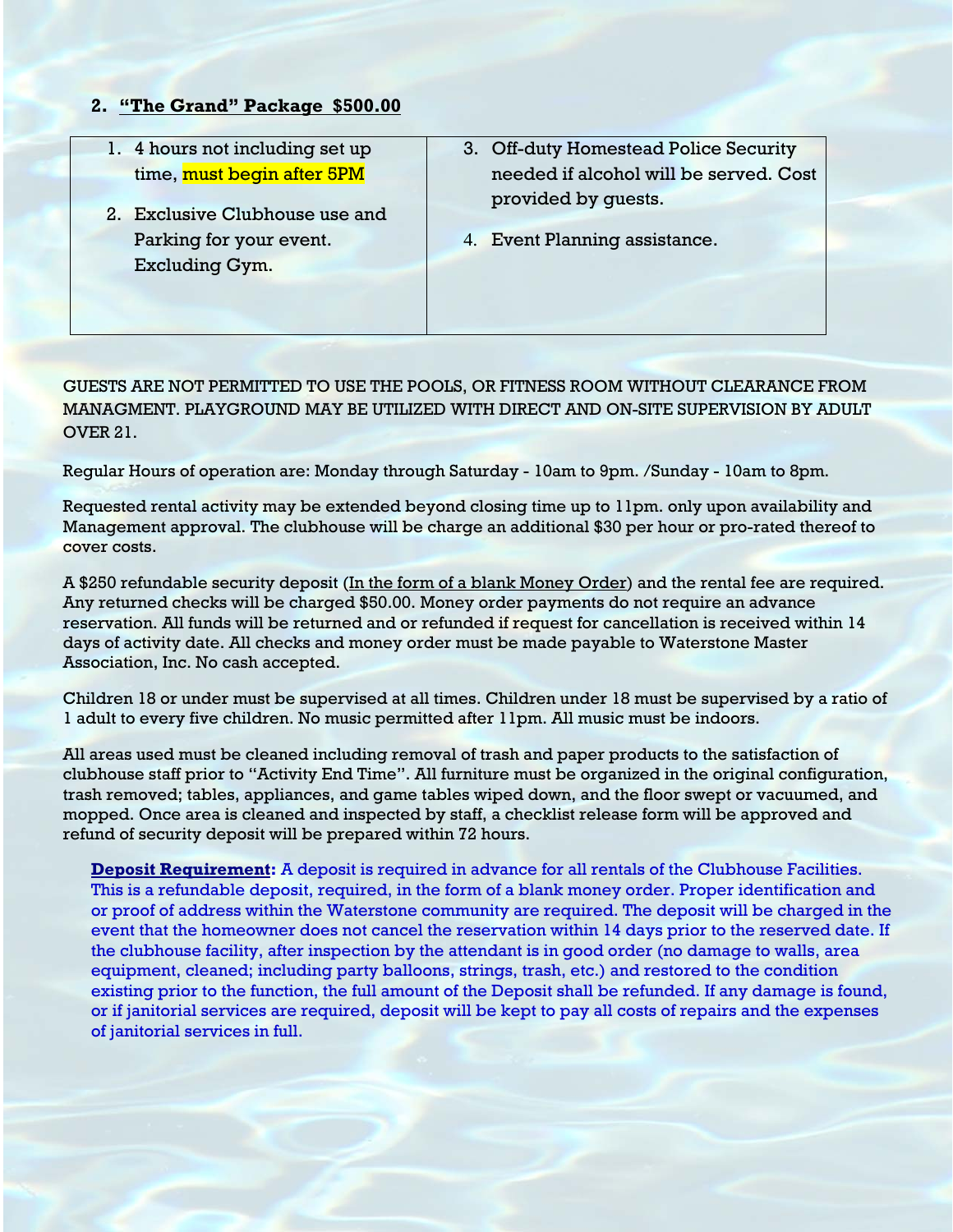## 2. "The Grand" Package $500.00

1. 4 hours not including set up time, must begin after 5PM
2. Exclusive Clubhouse use and Parking for your event. Excluding Gym.
3. Off-duty Homestead Police Security needed if alcohol will be served. Cost provided by guests.
4. Event Planning assistance.

GUESTS ARE NOT PERMITTED TO USE THE POOLS, OR FITNESS ROOM WITHOUT CLEARANCE FROM MANAGMENT. PLAYGROUND MAY BE UTILIZED WITH DIRECT AND ON-SITE SUPERVISION BY ADULT OVER 21.

Regular Hours of operation are: Monday through Saturday - 10am to 9pm. /Sunday - 10am to 8pm.

Requested rental activity may be extended beyond closing time up to 11pm. only upon availability and Management approval. The clubhouse will be charge an additional $30 per hour or pro-rated thereof to cover costs.

A $250 refundable security deposit (In the form of a blank Money Order) and the rental fee are required. Any returned checks will be charged $50.00. Money order payments do not require an advance reservation. All funds will be returned and or refunded if request for cancellation is received within 14 days of activity date. All checks and money order must be made payable to Waterstone Master Association, Inc. No cash accepted.

Children 18 or under must be supervised at all times. Children under 18 must be supervised by a ratio of 1 adult to every five children. No music permitted after 11pm. All music must be indoors.

All areas used must be cleaned including removal of trash and paper products to the satisfaction of clubhouse staff prior to "Activity End Time". All furniture must be organized in the original configuration, trash removed; tables, appliances, and game tables wiped down, and the floor swept or vacuumed, and mopped. Once area is cleaned and inspected by staff, a checklist release form will be approved and refund of security deposit will be prepared within 72 hours.

**Deposit Requirement:** A deposit is required in advance for all rentals of the Clubhouse Facilities. This is a refundable deposit, required, in the form of a blank money order. Proper identification and or proof of address within the Waterstone community are required. The deposit will be charged in the event that the homeowner does not cancel the reservation within 14 days prior to the reserved date. If the clubhouse facility, after inspection by the attendant is in good order (no damage to walls, area equipment, cleaned; including party balloons, strings, trash, etc.) and restored to the condition existing prior to the function, the full amount of the Deposit shall be refunded. If any damage is found, or if janitorial services are required, deposit will be kept to pay all costs of repairs and the expenses of janitorial services in full.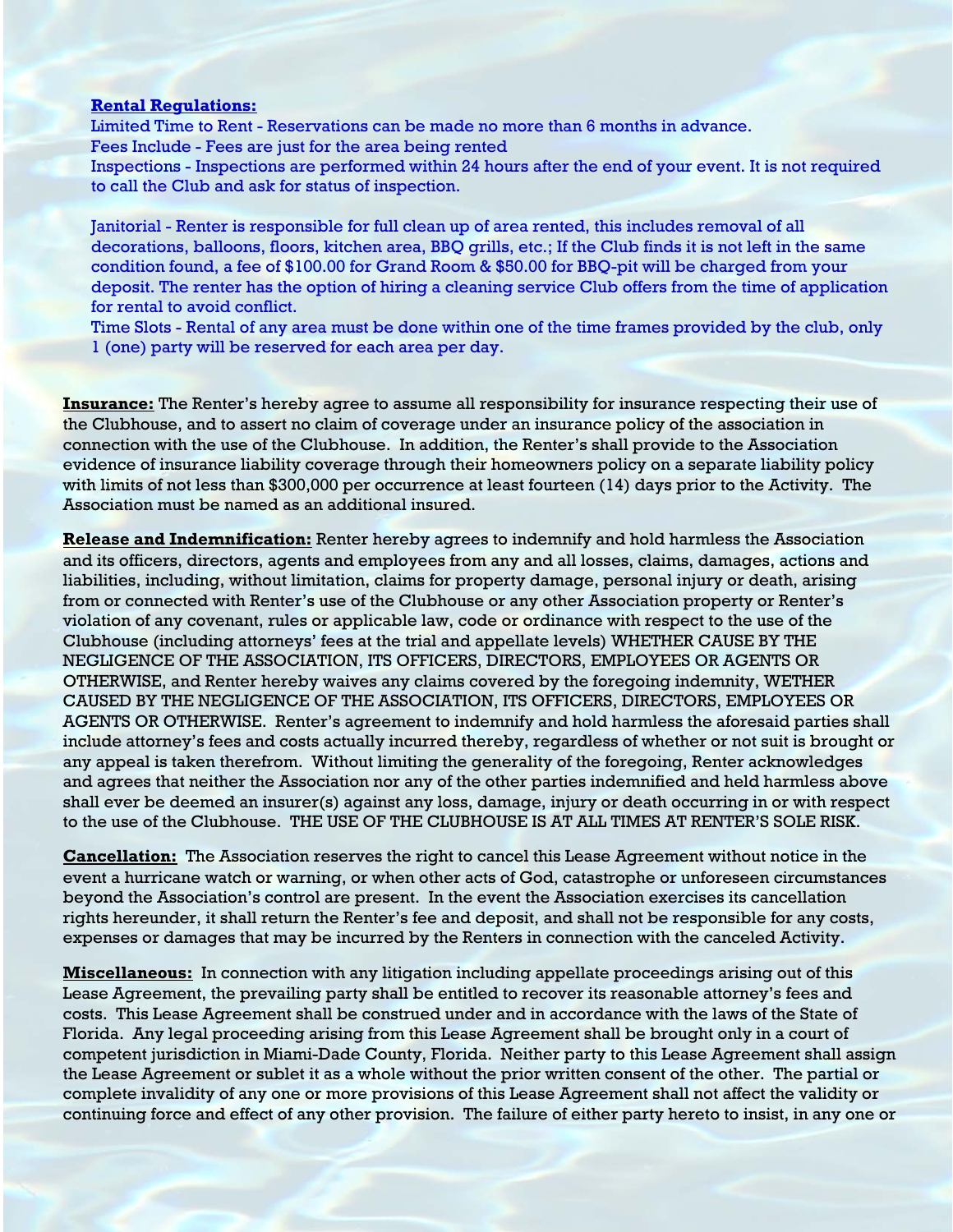**Rental Regulations:**

Limited Time to Rent - Reservations can be made no more than 6 months in advance.
Fees Include - Fees are just for the area being rented
Inspections - Inspections are performed within 24 hours after the end of your event. It is not required to call the Club and ask for status of inspection.

Janitorial - Renter is responsible for full clean up of area rented, this includes removal of all decorations, balloons, floors, kitchen area, BBQ grills, etc.; If the Club finds it is not left in the same condition found, a fee of $100.00 for Grand Room & $50.00 for BBQ-pit will be charged from your deposit. The renter has the option of hiring a cleaning service Club offers from the time of application for rental to avoid conflict.
Time Slots - Rental of any area must be done within one of the time frames provided by the club, only 1 (one) party will be reserved for each area per day.

**Insurance:** The Renter's hereby agree to assume all responsibility for insurance respecting their use of the Clubhouse, and to assert no claim of coverage under an insurance policy of the association in connection with the use of the Clubhouse. In addition, the Renter's shall provide to the Association evidence of insurance liability coverage through their homeowners policy on a separate liability policy with limits of not less than $300,000 per occurrence at least fourteen (14) days prior to the Activity. The Association must be named as an additional insured.

**Release and Indemnification:** Renter hereby agrees to indemnify and hold harmless the Association and its officers, directors, agents and employees from any and all losses, claims, damages, actions and liabilities, including, without limitation, claims for property damage, personal injury or death, arising from or connected with Renter's use of the Clubhouse or any other Association property or Renter's violation of any covenant, rules or applicable law, code or ordinance with respect to the use of the Clubhouse (including attorneys' fees at the trial and appellate levels) WHETHER CAUSE BY THE NEGLIGENCE OF THE ASSOCIATION, ITS OFFICERS, DIRECTORS, EMPLOYEES OR AGENTS OR OTHERWISE, and Renter hereby waives any claims covered by the foregoing indemnity, WETHER CAUSED BY THE NEGLIGENCE OF THE ASSOCIATION, ITS OFFICERS, DIRECTORS, EMPLOYEES OR AGENTS OR OTHERWISE. Renter's agreement to indemnify and hold harmless the aforesaid parties shall include attorney's fees and costs actually incurred thereby, regardless of whether or not suit is brought or any appeal is taken therefrom. Without limiting the generality of the foregoing, Renter acknowledges and agrees that neither the Association nor any of the other parties indemnified and held harmless above shall ever be deemed an insurer(s) against any loss, damage, injury or death occurring in or with respect to the use of the Clubhouse. THE USE OF THE CLUBHOUSE IS AT ALL TIMES AT RENTER'S SOLE RISK.

**Cancellation:** The Association reserves the right to cancel this Lease Agreement without notice in the event a hurricane watch or warning, or when other acts of God, catastrophe or unforeseen circumstances beyond the Association's control are present. In the event the Association exercises its cancellation rights hereunder, it shall return the Renter's fee and deposit, and shall not be responsible for any costs, expenses or damages that may be incurred by the Renters in connection with the canceled Activity.

**Miscellaneous:** In connection with any litigation including appellate proceedings arising out of this Lease Agreement, the prevailing party shall be entitled to recover its reasonable attorney's fees and costs. This Lease Agreement shall be construed under and in accordance with the laws of the State of Florida. Any legal proceeding arising from this Lease Agreement shall be brought only in a court of competent jurisdiction in Miami-Dade County, Florida. Neither party to this Lease Agreement shall assign the Lease Agreement or sublet it as a whole without the prior written consent of the other. The partial or complete invalidity of any one or more provisions of this Lease Agreement shall not affect the validity or continuing force and effect of any other provision. The failure of either party hereto to insist, in any one or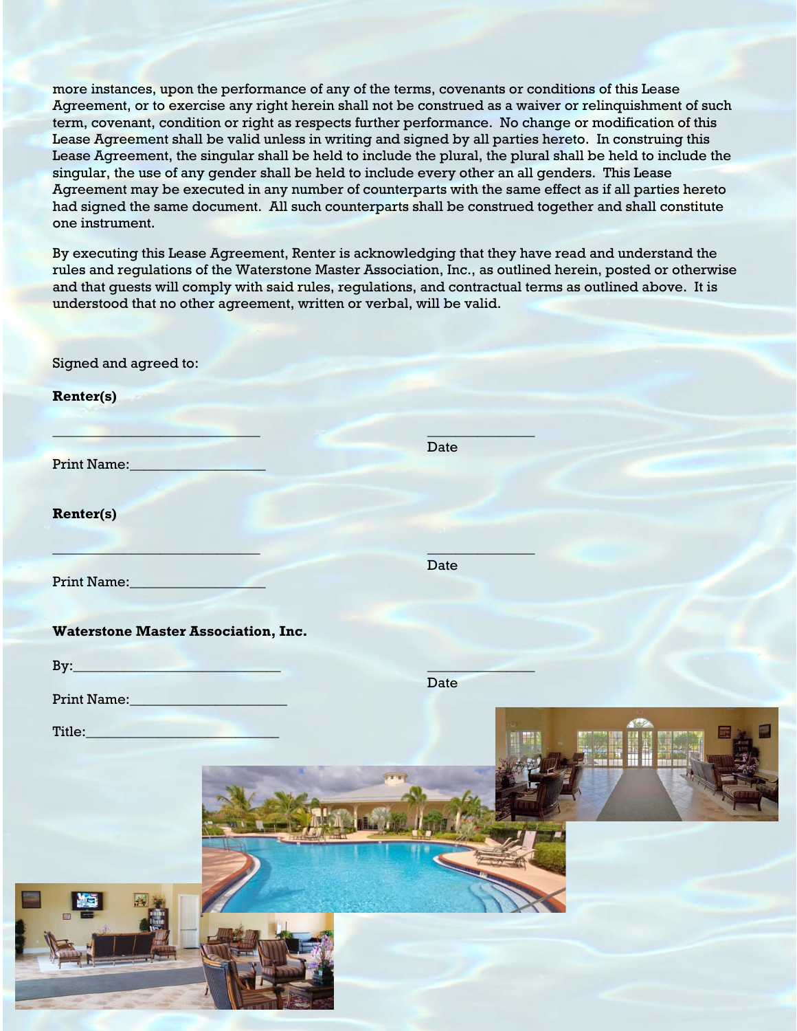more instances, upon the performance of any of the terms, covenants or conditions of this Lease Agreement, or to exercise any right herein shall not be construed as a waiver or relinquishment of such term, covenant, condition or right as respects further performance. No change or modification of this Lease Agreement shall be valid unless in writing and signed by all parties hereto. In construing this Lease Agreement, the singular shall be held to include the plural, the plural shall be held to include the singular, the use of any gender shall be held to include every other an all genders. This Lease Agreement may be executed in any number of counterparts with the same effect as if all parties hereto had signed the same document. All such counterparts shall be construed together and shall constitute one instrument.

By executing this Lease Agreement, Renter is acknowledging that they have read and understand the rules and regulations of the Waterstone Master Association, Inc., as outlined herein, posted or otherwise and that guests will comply with said rules, regulations, and contractual terms as outlined above. It is understood that no other agreement, written or verbal, will be valid.

Signed and agreed to:

**Renter(s)**

____________________________ ______________
Date

Print Name:__________________

**Renter(s)**

____________________________ ______________
Date

Print Name:__________________

**Waterstone Master Association, Inc.**

By:____________________________ ______________
Date

Print Name:_____________________

Title:_________________________